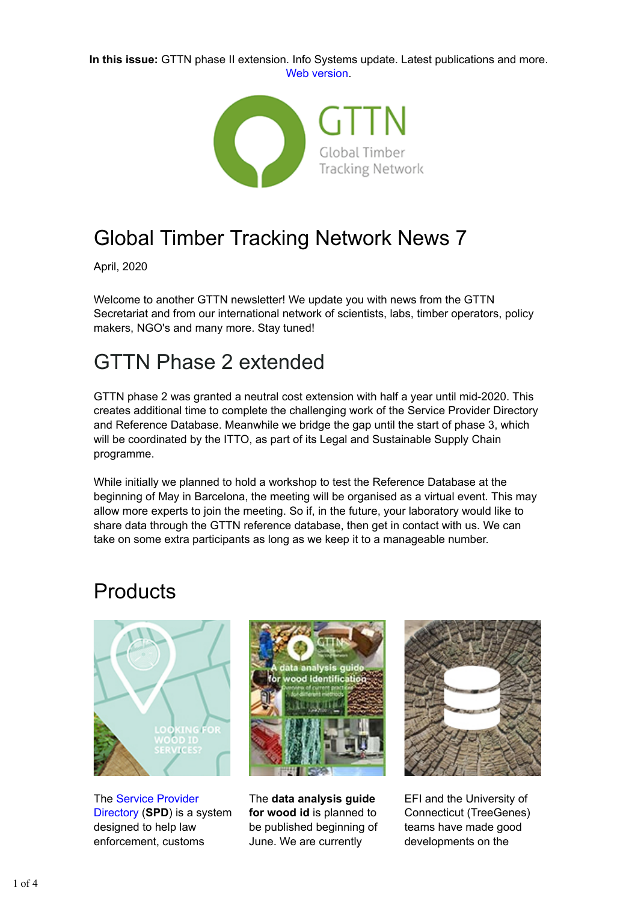**In this issue:** GTTN phase II extension. Info Systems update. Latest publications and more. Web version.

GTTN
Global Timber
Tracking Network

# Global Timber Tracking Network News 7

April, 2020

Welcome to another GTTN newsletter! We update you with news from the GTTN Secretariat and from our international network of scientists, labs, timber operators, policy makers, NGO's and many more. Stay tuned!

## GTTN Phase 2 extended

GTTN phase 2 was granted a neutral cost extension with half a year until mid-2020. This creates additional time to complete the challenging work of the Service Provider Directory and Reference Database. Meanwhile we bridge the gap until the start of phase 3, which will be coordinated by the ITTO, as part of its Legal and Sustainable Supply Chain programme.

While initially we planned to hold a workshop to test the Reference Database at the beginning of May in Barcelona, the meeting will be organised as a virtual event. This may allow more experts to join the meeting. So if, in the future, your laboratory would like to share data through the GTTN reference database, then get in contact with us. We can take on some extra participants as long as we keep it to a manageable number.

## Products

The Service Provider Directory (**SPD**) is a system designed to help law enforcement, customs

The **data analysis guide for wood id** is planned to be published beginning of June. We are currently

EFI and the University of Connecticut (TreeGenes) teams have made good developments on the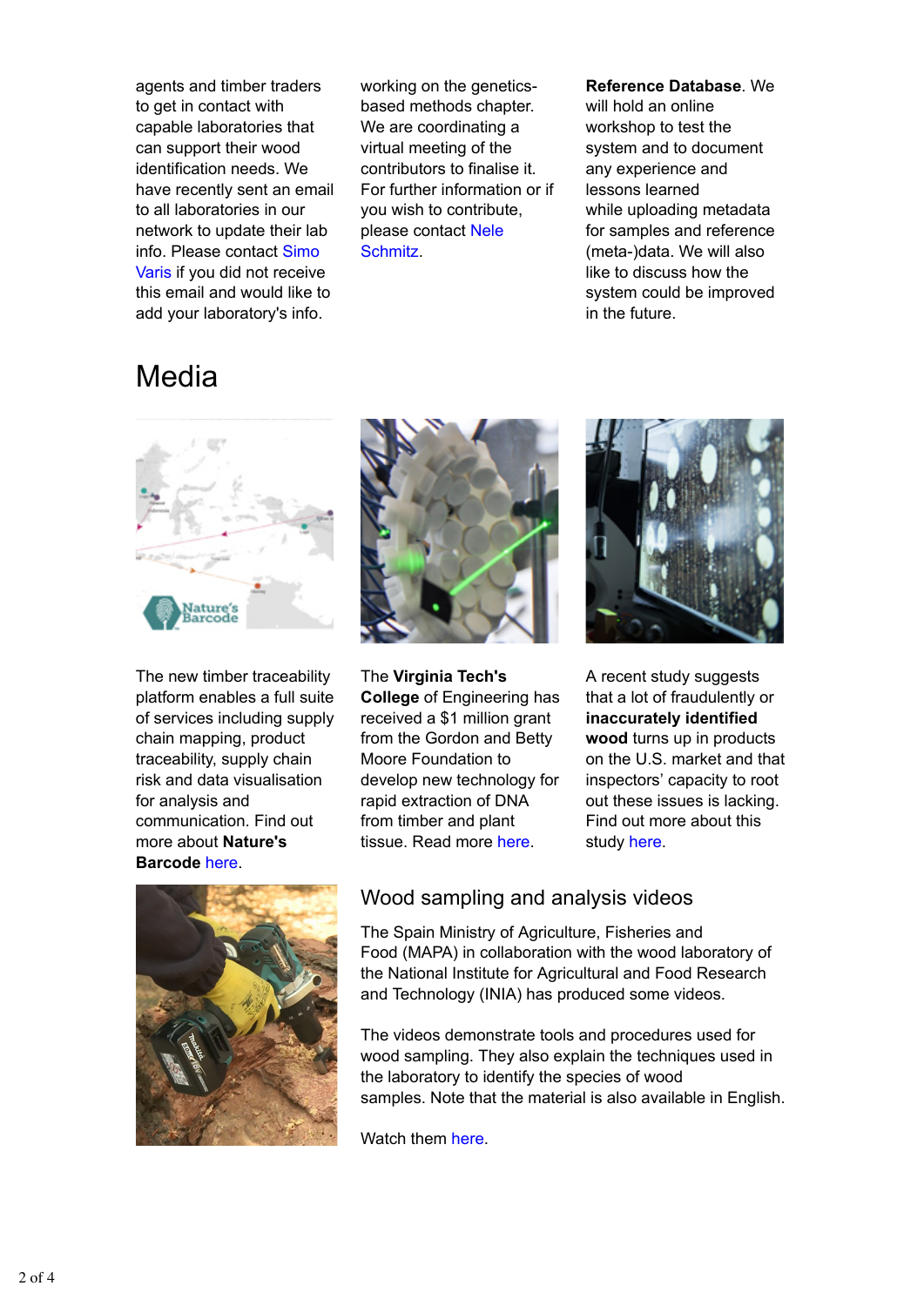agents and timber traders to get in contact with capable laboratories that can support their wood identification needs. We have recently sent an email to all laboratories in our network to update their lab info. Please contact Simo Varis if you did not receive this email and would like to add your laboratory's info.

working on the genetics-based methods chapter. We are coordinating a virtual meeting of the contributors to finalise it. For further information or if you wish to contribute, please contact Nele Schmitz.

**Reference Database**. We will hold an online workshop to test the system and to document any experience and lessons learned while uploading metadata for samples and reference (meta-)data. We will also like to discuss how the system could be improved in the future.

# Media

The new timber traceability platform enables a full suite of services including supply chain mapping, product traceability, supply chain risk and data visualisation for analysis and communication. Find out more about **Nature's Barcode** here.

The **Virginia Tech's College** of Engineering has received a $1 million grant from the Gordon and Betty Moore Foundation to develop new technology for rapid extraction of DNA from timber and plant tissue. Read more here.

A recent study suggests that a lot of fraudulently or **inaccurately identified wood** turns up in products on the U.S. market and that inspectors' capacity to root out these issues is lacking. Find out more about this study here.

## Wood sampling and analysis videos

The Spain Ministry of Agriculture, Fisheries and Food (MAPA) in collaboration with the wood laboratory of the National Institute for Agricultural and Food Research and Technology (INIA) has produced some videos.

The videos demonstrate tools and procedures used for wood sampling. They also explain the techniques used in the laboratory to identify the species of wood samples. Note that the material is also available in English.

Watch them here.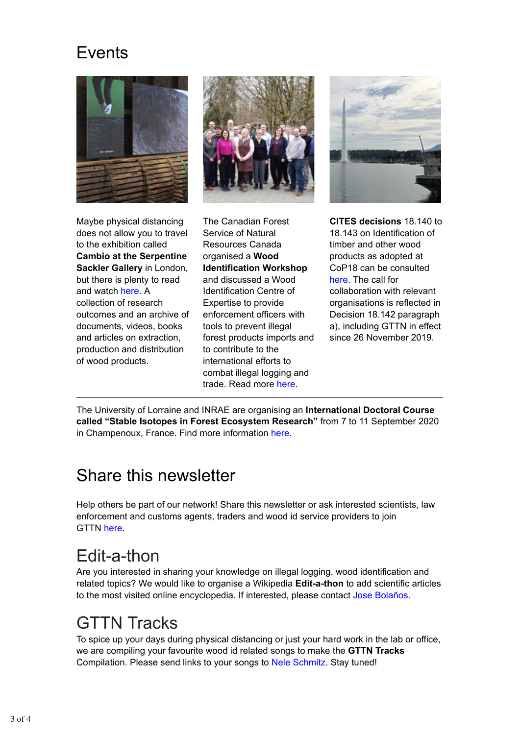# Events

Maybe physical distancing does not allow you to travel to the exhibition called **Cambio at the Serpentine Sackler Gallery** in London, but there is plenty to read and watch here. A collection of research outcomes and an archive of documents, videos, books and articles on extraction, production and distribution of wood products.

The Canadian Forest Service of Natural Resources Canada organised a **Wood Identification Workshop** and discussed a Wood Identification Centre of Expertise to provide enforcement officers with tools to prevent illegal forest products imports and to contribute to the international efforts to combat illegal logging and trade. Read more here.

**CITES decisions** 18.140 to 18.143 on Identification of timber and other wood products as adopted at CoP18 can be consulted here. The call for collaboration with relevant organisations is reflected in Decision 18.142 paragraph a), including GTTN in effect since 26 November 2019.

---

The University of Lorraine and INRAE are organising an **International Doctoral Course called "Stable Isotopes in Forest Ecosystem Research"** from 7 to 11 September 2020 in Champenoux, France. Find more information here.

# Share this newsletter

Help others be part of our network! Share this newsletter or ask interested scientists, law enforcement and customs agents, traders and wood id service providers to join GTTN here.

# Edit-a-thon

Are you interested in sharing your knowledge on illegal logging, wood identification and related topics? We would like to organise a Wikipedia **Edit-a-thon** to add scientific articles to the most visited online encyclopedia. If interested, please contact Jose Bolaños.

# GTTN Tracks

To spice up your days during physical distancing or just your hard work in the lab or office, we are compiling your favourite wood id related songs to make the **GTTN Tracks** Compilation. Please send links to your songs to Nele Schmitz. Stay tuned!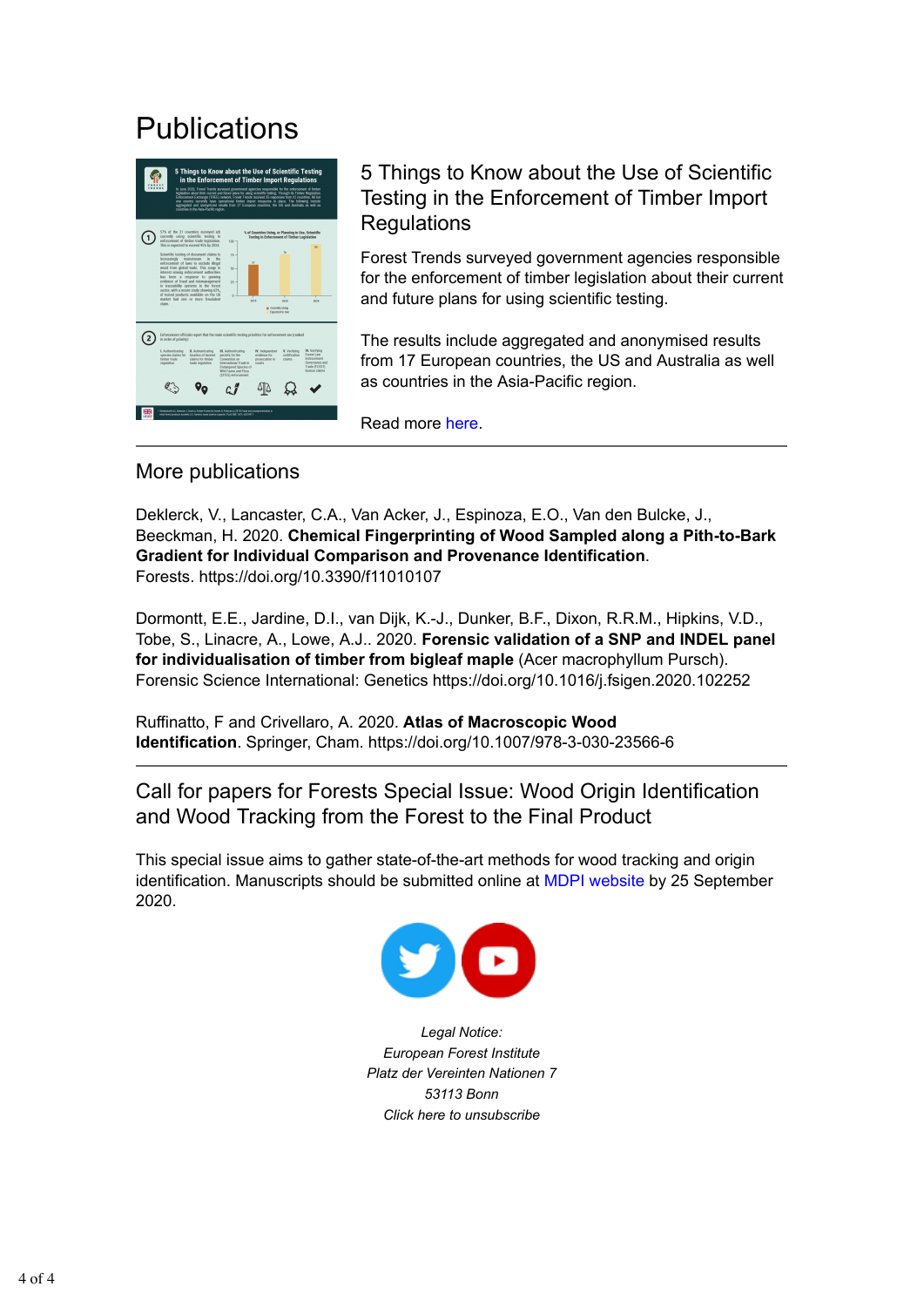# Publications

## 5 Things to Know about the Use of Scientific Testing in the Enforcement of Timber Import Regulations

Forest Trends surveyed government agencies responsible for the enforcement of timber legislation about their current and future plans for using scientific testing.

The results include aggregated and anonymised results from 17 European countries, the US and Australia as well as countries in the Asia-Pacific region.

Read more here.

---

### More publications

Deklerck, V., Lancaster, C.A., Van Acker, J., Espinoza, E.O., Van den Bulcke, J., Beeckman, H. 2020. **Chemical Fingerprinting of Wood Sampled along a Pith-to-Bark Gradient for Individual Comparison and Provenance Identification**. Forests. https://doi.org/10.3390/f11010107

Dormontt, E.E., Jardine, D.I., van Dijk, K.-J., Dunker, B.F., Dixon, R.R.M., Hipkins, V.D., Tobe, S., Linacre, A., Lowe, A.J.. 2020. **Forensic validation of a SNP and INDEL panel for individualisation of timber from bigleaf maple** (Acer macrophyllum Pursch). Forensic Science International: Genetics https://doi.org/10.1016/j.fsigen.2020.102252

Ruffinatto, F and Crivellaro, A. 2020. **Atlas of Macroscopic Wood Identification**. Springer, Cham. https://doi.org/10.1007/978-3-030-23566-6

---

## Call for papers for Forests Special Issue: Wood Origin Identification and Wood Tracking from the Forest to the Final Product

This special issue aims to gather state-of-the-art methods for wood tracking and origin identification. Manuscripts should be submitted online at MDPI website by 25 September 2020.

*Legal Notice:*
*European Forest Institute*
*Platz der Vereinten Nationen 7*
*53113 Bonn*
*Click here to unsubscribe*